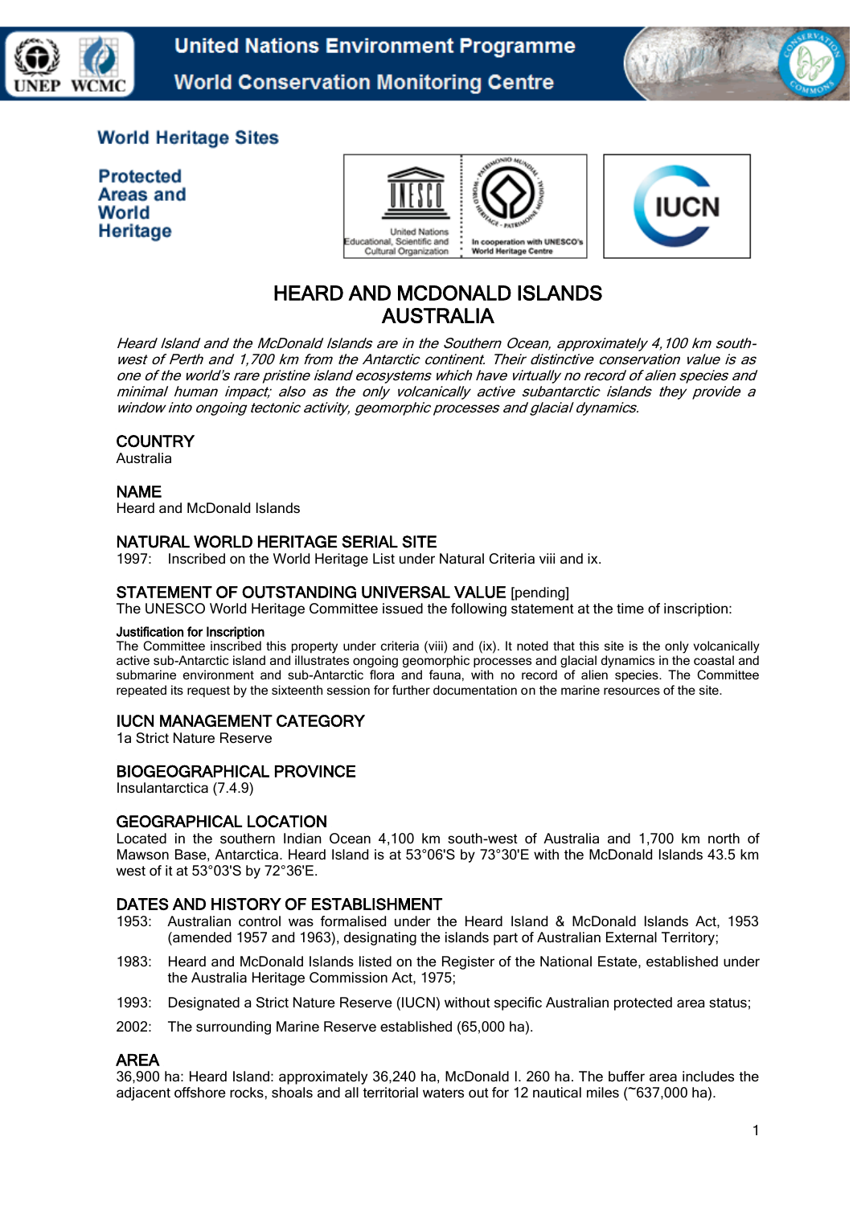World Heritage Sites

Protected Areas and World Heritage

# HEARD AND MCDONALD ISLANDS AUSTRALIA

*Heard Island and the McDonald Islands are in the Southern Ocean, approximately 4,100 km south-west of Perth and 1,700 km from the Antarctic continent. Their distinctive conservation value is as one of the world's rare pristine island ecosystems which have virtually no record of alien species and minimal human impact; also as the only volcanically active subantarctic islands they provide a window into ongoing tectonic activity, geomorphic processes and glacial dynamics.*

## COUNTRY

Australia

## NAME

Heard and McDonald Islands

## NATURAL WORLD HERITAGE SERIAL SITE

1997: Inscribed on the World Heritage List under Natural Criteria viii and ix.

## STATEMENT OF OUTSTANDING UNIVERSAL VALUE [pending]

The UNESCO World Heritage Committee issued the following statement at the time of inscription:

**Justification for Inscription**

The Committee inscribed this property under criteria (viii) and (ix). It noted that this site is the only volcanically active sub-Antarctic island and illustrates ongoing geomorphic processes and glacial dynamics in the coastal and submarine environment and sub-Antarctic flora and fauna, with no record of alien species. The Committee repeated its request by the sixteenth session for further documentation on the marine resources of the site.

## IUCN MANAGEMENT CATEGORY

1a Strict Nature Reserve

## BIOGEOGRAPHICAL PROVINCE

Insulantarctica (7.4.9)

## GEOGRAPHICAL LOCATION

Located in the southern Indian Ocean 4,100 km south-west of Australia and 1,700 km north of Mawson Base, Antarctica. Heard Island is at 53°06'S by 73°30'E with the McDonald Islands 43.5 km west of it at 53°03'S by 72°36'E.

## DATES AND HISTORY OF ESTABLISHMENT

1953: Australian control was formalised under the Heard Island & McDonald Islands Act, 1953 (amended 1957 and 1963), designating the islands part of Australian External Territory;

1983: Heard and McDonald Islands listed on the Register of the National Estate, established under the Australia Heritage Commission Act, 1975;

1993: Designated a Strict Nature Reserve (IUCN) without specific Australian protected area status;

2002: The surrounding Marine Reserve established (65,000 ha).

## AREA

36,900 ha: Heard Island: approximately 36,240 ha, McDonald I. 260 ha. The buffer area includes the adjacent offshore rocks, shoals and all territorial waters out for 12 nautical miles (~637,000 ha).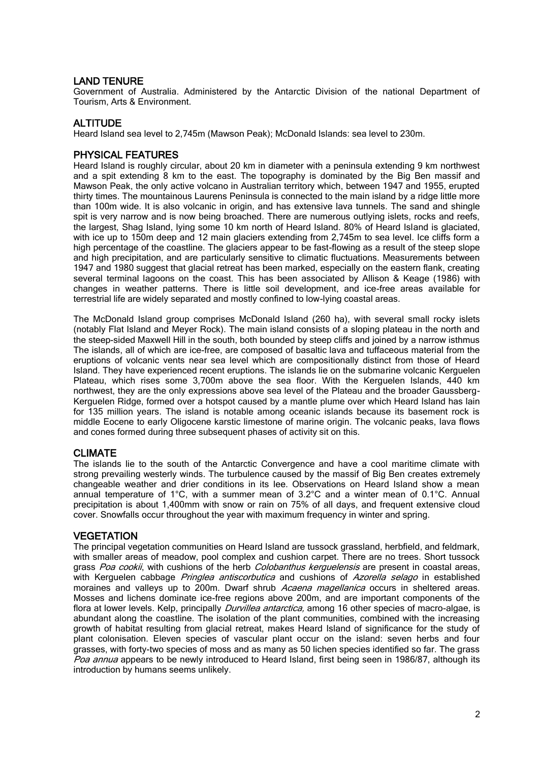## LAND TENURE

Government of Australia. Administered by the Antarctic Division of the national Department of Tourism, Arts & Environment.

## ALTITUDE

Heard Island sea level to 2,745m (Mawson Peak); McDonald Islands: sea level to 230m.

## PHYSICAL FEATURES

Heard Island is roughly circular, about 20 km in diameter with a peninsula extending 9 km northwest and a spit extending 8 km to the east. The topography is dominated by the Big Ben massif and Mawson Peak, the only active volcano in Australian territory which, between 1947 and 1955, erupted thirty times. The mountainous Laurens Peninsula is connected to the main island by a ridge little more than 100m wide. It is also volcanic in origin, and has extensive lava tunnels. The sand and shingle spit is very narrow and is now being broached. There are numerous outlying islets, rocks and reefs, the largest, Shag Island, lying some 10 km north of Heard Island. 80% of Heard Island is glaciated, with ice up to 150m deep and 12 main glaciers extending from 2,745m to sea level. Ice cliffs form a high percentage of the coastline. The glaciers appear to be fast-flowing as a result of the steep slope and high precipitation, and are particularly sensitive to climatic fluctuations. Measurements between 1947 and 1980 suggest that glacial retreat has been marked, especially on the eastern flank, creating several terminal lagoons on the coast. This has been associated by Allison & Keage (1986) with changes in weather patterns. There is little soil development, and ice-free areas available for terrestrial life are widely separated and mostly confined to low-lying coastal areas.

The McDonald Island group comprises McDonald Island (260 ha), with several small rocky islets (notably Flat Island and Meyer Rock). The main island consists of a sloping plateau in the north and the steep-sided Maxwell Hill in the south, both bounded by steep cliffs and joined by a narrow isthmus The islands, all of which are ice-free, are composed of basaltic lava and tuffaceous material from the eruptions of volcanic vents near sea level which are compositionally distinct from those of Heard Island. They have experienced recent eruptions. The islands lie on the submarine volcanic Kerguelen Plateau, which rises some 3,700m above the sea floor. With the Kerguelen Islands, 440 km northwest, they are the only expressions above sea level of the Plateau and the broader Gaussberg-Kerguelen Ridge, formed over a hotspot caused by a mantle plume over which Heard Island has lain for 135 million years. The island is notable among oceanic islands because its basement rock is middle Eocene to early Oligocene karstic limestone of marine origin. The volcanic peaks, lava flows and cones formed during three subsequent phases of activity sit on this.

## CLIMATE

The islands lie to the south of the Antarctic Convergence and have a cool maritime climate with strong prevailing westerly winds. The turbulence caused by the massif of Big Ben creates extremely changeable weather and drier conditions in its lee. Observations on Heard Island show a mean annual temperature of 1°C, with a summer mean of 3.2°C and a winter mean of 0.1°C. Annual precipitation is about 1,400mm with snow or rain on 75% of all days, and frequent extensive cloud cover. Snowfalls occur throughout the year with maximum frequency in winter and spring.

## VEGETATION

The principal vegetation communities on Heard Island are tussock grassland, herbfield, and feldmark, with smaller areas of meadow, pool complex and cushion carpet. There are no trees. Short tussock grass *Poa cookii*, with cushions of the herb *Colobanthus kerguelensis* are present in coastal areas, with Kerguelen cabbage *Pringlea antiscorbutica* and cushions of *Azorella selago* in established moraines and valleys up to 200m. Dwarf shrub *Acaena magellanica* occurs in sheltered areas. Mosses and lichens dominate ice-free regions above 200m, and are important components of the flora at lower levels. Kelp, principally *Durvillea antarctica,* among 16 other species of macro-algae, is abundant along the coastline. The isolation of the plant communities, combined with the increasing growth of habitat resulting from glacial retreat, makes Heard Island of significance for the study of plant colonisation. Eleven species of vascular plant occur on the island: seven herbs and four grasses, with forty-two species of moss and as many as 50 lichen species identified so far. The grass *Poa annua* appears to be newly introduced to Heard Island, first being seen in 1986/87, although its introduction by humans seems unlikely.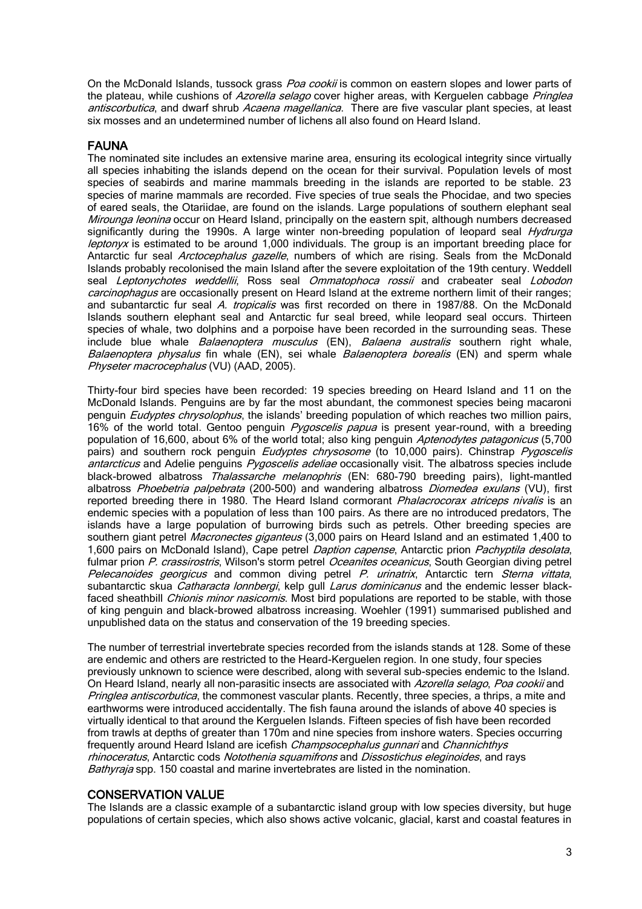On the McDonald Islands, tussock grass *Poa cookii* is common on eastern slopes and lower parts of the plateau, while cushions of *Azorella selago* cover higher areas, with Kerguelen cabbage *Pringlea antiscorbutica*, and dwarf shrub *Acaena magellanica*. There are five vascular plant species, at least six mosses and an undetermined number of lichens all also found on Heard Island.

## FAUNA

The nominated site includes an extensive marine area, ensuring its ecological integrity since virtually all species inhabiting the islands depend on the ocean for their survival. Population levels of most species of seabirds and marine mammals breeding in the islands are reported to be stable. 23 species of marine mammals are recorded. Five species of true seals the Phocidae, and two species of eared seals, the Otariidae, are found on the islands. Large populations of southern elephant seal *Mirounga leonina* occur on Heard Island, principally on the eastern spit, although numbers decreased significantly during the 1990s. A large winter non-breeding population of leopard seal *Hydrurga leptonyx* is estimated to be around 1,000 individuals. The group is an important breeding place for Antarctic fur seal *Arctocephalus gazelle*, numbers of which are rising. Seals from the McDonald Islands probably recolonised the main Island after the severe exploitation of the 19th century. Weddell seal *Leptonychotes weddellii*, Ross seal *Ommatophoca rossii* and crabeater seal *Lobodon carcinophagus* are occasionally present on Heard Island at the extreme northern limit of their ranges; and subantarctic fur seal *A. tropicalis* was first recorded on there in 1987/88. On the McDonald Islands southern elephant seal and Antarctic fur seal breed, while leopard seal occurs. Thirteen species of whale, two dolphins and a porpoise have been recorded in the surrounding seas. These include blue whale *Balaenoptera musculus* (EN), *Balaena australis* southern right whale, *Balaenoptera physalus* fin whale (EN), sei whale *Balaenoptera borealis* (EN) and sperm whale *Physeter macrocephalus* (VU) (AAD, 2005).

Thirty-four bird species have been recorded: 19 species breeding on Heard Island and 11 on the McDonald Islands. Penguins are by far the most abundant, the commonest species being macaroni penguin *Eudyptes chrysolophus*, the islands' breeding population of which reaches two million pairs, 16% of the world total. Gentoo penguin *Pygoscelis papua* is present year-round, with a breeding population of 16,600, about 6% of the world total; also king penguin *Aptenodytes patagonicus* (5,700 pairs) and southern rock penguin *Eudyptes chrysosome* (to 10,000 pairs). Chinstrap *Pygoscelis antarcticus* and Adelie penguins *Pygoscelis adeliae* occasionally visit. The albatross species include black-browed albatross *Thalassarche melanophris* (EN: 680-790 breeding pairs), light-mantled albatross *Phoebetria palpebrata* (200-500) and wandering albatross *Diomedea exulans* (VU), first reported breeding there in 1980. The Heard Island cormorant *Phalacrocorax atriceps nivalis* is an endemic species with a population of less than 100 pairs. As there are no introduced predators, The islands have a large population of burrowing birds such as petrels. Other breeding species are southern giant petrel *Macronectes giganteus* (3,000 pairs on Heard Island and an estimated 1,400 to 1,600 pairs on McDonald Island), Cape petrel *Daption capense*, Antarctic prion *Pachyptila desolata*, fulmar prion *P. crassirostris*, Wilson's storm petrel *Oceanites oceanicus*, South Georgian diving petrel *Pelecanoides georgicus* and common diving petrel *P. urinatrix*, Antarctic tern *Sterna vittata*, subantarctic skua *Catharacta lonnbergi*, kelp gull *Larus dominicanus* and the endemic lesser black-faced sheathbill *Chionis minor nasicornis*. Most bird populations are reported to be stable, with those of king penguin and black-browed albatross increasing. Woehler (1991) summarised published and unpublished data on the status and conservation of the 19 breeding species.

The number of terrestrial invertebrate species recorded from the islands stands at 128. Some of these are endemic and others are restricted to the Heard-Kerguelen region. In one study, four species previously unknown to science were described, along with several sub-species endemic to the Island. On Heard Island, nearly all non-parasitic insects are associated with *Azorella selago*, *Poa cookii* and *Pringlea antiscorbutica*, the commonest vascular plants. Recently, three species, a thrips, a mite and earthworms were introduced accidentally. The fish fauna around the islands of above 40 species is virtually identical to that around the Kerguelen Islands. Fifteen species of fish have been recorded from trawls at depths of greater than 170m and nine species from inshore waters. Species occurring frequently around Heard Island are icefish *Champsocephalus gunnari* and *Channichthys rhinoceratus*, Antarctic cods *Notothenia squamifrons* and *Dissostichus eleginoides*, and rays *Bathyraja* spp. 150 coastal and marine invertebrates are listed in the nomination.

## CONSERVATION VALUE

The Islands are a classic example of a subantarctic island group with low species diversity, but huge populations of certain species, which also shows active volcanic, glacial, karst and coastal features in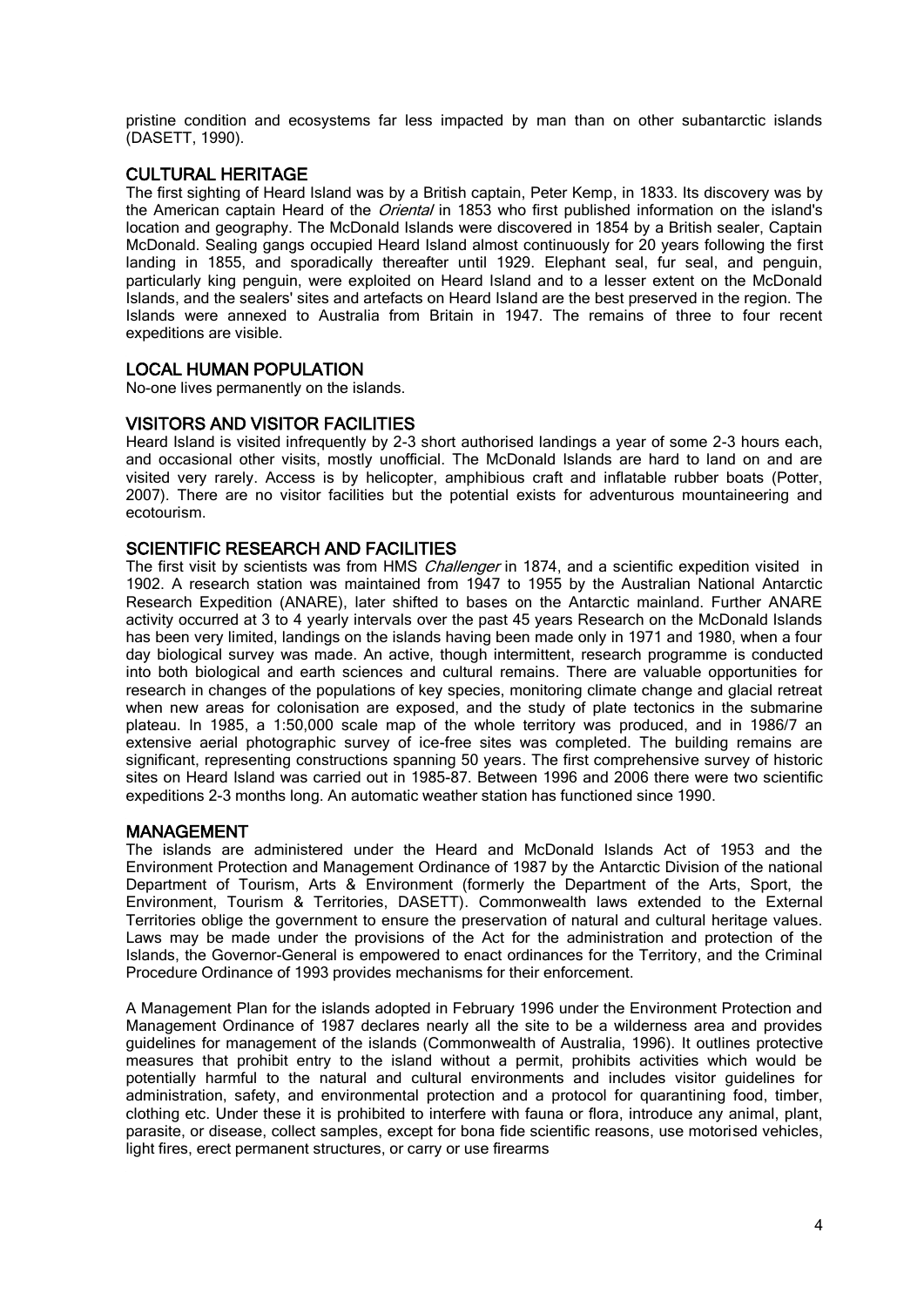pristine condition and ecosystems far less impacted by man than on other subantarctic islands (DASETT, 1990).

## CULTURAL HERITAGE

The first sighting of Heard Island was by a British captain, Peter Kemp, in 1833. Its discovery was by the American captain Heard of the *Oriental* in 1853 who first published information on the island's location and geography. The McDonald Islands were discovered in 1854 by a British sealer, Captain McDonald. Sealing gangs occupied Heard Island almost continuously for 20 years following the first landing in 1855, and sporadically thereafter until 1929. Elephant seal, fur seal, and penguin, particularly king penguin, were exploited on Heard Island and to a lesser extent on the McDonald Islands, and the sealers' sites and artefacts on Heard Island are the best preserved in the region. The Islands were annexed to Australia from Britain in 1947. The remains of three to four recent expeditions are visible.

## LOCAL HUMAN POPULATION

No-one lives permanently on the islands.

## VISITORS AND VISITOR FACILITIES

Heard Island is visited infrequently by 2-3 short authorised landings a year of some 2-3 hours each, and occasional other visits, mostly unofficial. The McDonald Islands are hard to land on and are visited very rarely. Access is by helicopter, amphibious craft and inflatable rubber boats (Potter, 2007). There are no visitor facilities but the potential exists for adventurous mountaineering and ecotourism.

## SCIENTIFIC RESEARCH AND FACILITIES

The first visit by scientists was from HMS *Challenger* in 1874, and a scientific expedition visited in 1902. A research station was maintained from 1947 to 1955 by the Australian National Antarctic Research Expedition (ANARE), later shifted to bases on the Antarctic mainland. Further ANARE activity occurred at 3 to 4 yearly intervals over the past 45 years Research on the McDonald Islands has been very limited, landings on the islands having been made only in 1971 and 1980, when a four day biological survey was made. An active, though intermittent, research programme is conducted into both biological and earth sciences and cultural remains. There are valuable opportunities for research in changes of the populations of key species, monitoring climate change and glacial retreat when new areas for colonisation are exposed, and the study of plate tectonics in the submarine plateau. In 1985, a 1:50,000 scale map of the whole territory was produced, and in 1986/7 an extensive aerial photographic survey of ice-free sites was completed. The building remains are significant, representing constructions spanning 50 years. The first comprehensive survey of historic sites on Heard Island was carried out in 1985-87. Between 1996 and 2006 there were two scientific expeditions 2-3 months long. An automatic weather station has functioned since 1990.

## MANAGEMENT

The islands are administered under the Heard and McDonald Islands Act of 1953 and the Environment Protection and Management Ordinance of 1987 by the Antarctic Division of the national Department of Tourism, Arts & Environment (formerly the Department of the Arts, Sport, the Environment, Tourism & Territories, DASETT). Commonwealth laws extended to the External Territories oblige the government to ensure the preservation of natural and cultural heritage values. Laws may be made under the provisions of the Act for the administration and protection of the Islands, the Governor-General is empowered to enact ordinances for the Territory, and the Criminal Procedure Ordinance of 1993 provides mechanisms for their enforcement.

A Management Plan for the islands adopted in February 1996 under the Environment Protection and Management Ordinance of 1987 declares nearly all the site to be a wilderness area and provides guidelines for management of the islands (Commonwealth of Australia, 1996). It outlines protective measures that prohibit entry to the island without a permit, prohibits activities which would be potentially harmful to the natural and cultural environments and includes visitor guidelines for administration, safety, and environmental protection and a protocol for quarantining food, timber, clothing etc. Under these it is prohibited to interfere with fauna or flora, introduce any animal, plant, parasite, or disease, collect samples, except for bona fide scientific reasons, use motorised vehicles, light fires, erect permanent structures, or carry or use firearms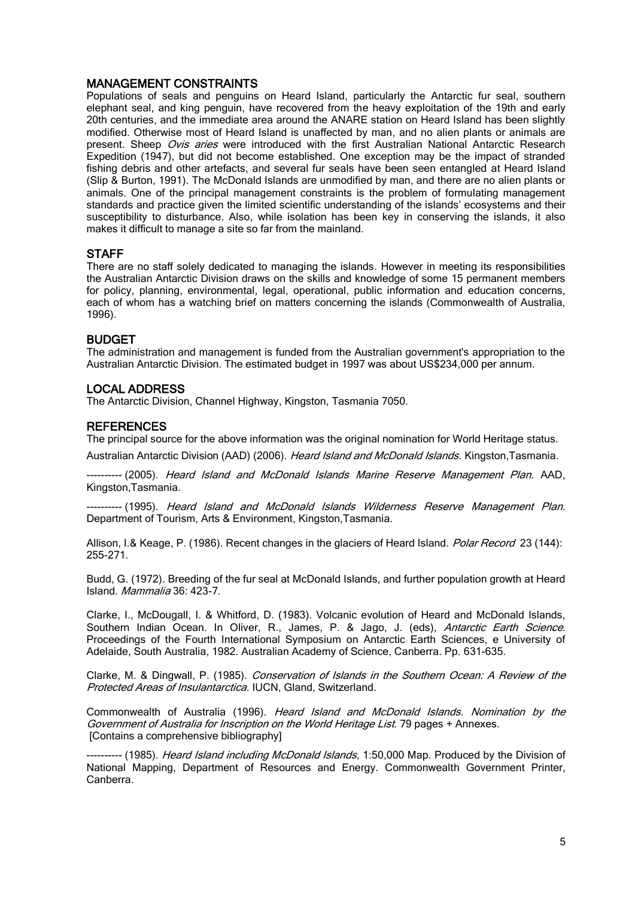## MANAGEMENT CONSTRAINTS

Populations of seals and penguins on Heard Island, particularly the Antarctic fur seal, southern elephant seal, and king penguin, have recovered from the heavy exploitation of the 19th and early 20th centuries, and the immediate area around the ANARE station on Heard Island has been slightly modified. Otherwise most of Heard Island is unaffected by man, and no alien plants or animals are present. Sheep *Ovis aries* were introduced with the first Australian National Antarctic Research Expedition (1947), but did not become established. One exception may be the impact of stranded fishing debris and other artefacts, and several fur seals have been seen entangled at Heard Island (Slip & Burton, 1991). The McDonald Islands are unmodified by man, and there are no alien plants or animals. One of the principal management constraints is the problem of formulating management standards and practice given the limited scientific understanding of the islands' ecosystems and their susceptibility to disturbance. Also, while isolation has been key in conserving the islands, it also makes it difficult to manage a site so far from the mainland.

## STAFF

There are no staff solely dedicated to managing the islands. However in meeting its responsibilities the Australian Antarctic Division draws on the skills and knowledge of some 15 permanent members for policy, planning, environmental, legal, operational, public information and education concerns, each of whom has a watching brief on matters concerning the islands (Commonwealth of Australia, 1996).

## BUDGET

The administration and management is funded from the Australian government's appropriation to the Australian Antarctic Division. The estimated budget in 1997 was about US$234,000 per annum.

## LOCAL ADDRESS

The Antarctic Division, Channel Highway, Kingston, Tasmania 7050.

## REFERENCES

The principal source for the above information was the original nomination for World Heritage status.

Australian Antarctic Division (AAD) (2006). *Heard Island and McDonald Islands.* Kingston,Tasmania.

---------- (2005). *Heard Island and McDonald Islands Marine Reserve Management Plan*. AAD, Kingston,Tasmania.

---------- (1995). *Heard Island and McDonald Islands Wilderness Reserve Management Plan.* Department of Tourism, Arts & Environment, Kingston,Tasmania.

Allison, I.& Keage, P. (1986). Recent changes in the glaciers of Heard Island. *Polar Record* 23 (144): 255-271.

Budd, G. (1972). Breeding of the fur seal at McDonald Islands, and further population growth at Heard Island. *Mammalia* 36: 423-7.

Clarke, I., McDougall, I. & Whitford, D. (1983). Volcanic evolution of Heard and McDonald Islands, Southern Indian Ocean. In Oliver, R., James, P. & Jago, J. (eds), *Antarctic Earth Science.* Proceedings of the Fourth International Symposium on Antarctic Earth Sciences, e University of Adelaide, South Australia, 1982. Australian Academy of Science, Canberra. Pp. 631-635.

Clarke, M. & Dingwall, P. (1985). *Conservation of Islands in the Southern Ocean: A Review of the Protected Areas of Insulantarctica*. IUCN, Gland, Switzerland.

Commonwealth of Australia (1996). *Heard Island and McDonald Islands. Nomination by the Government of Australia for Inscription on the World Heritage List.* 79 pages + Annexes. [Contains a comprehensive bibliography]

---------- (1985). *Heard Island including McDonald Islands*, 1:50,000 Map. Produced by the Division of National Mapping, Department of Resources and Energy. Commonwealth Government Printer, Canberra.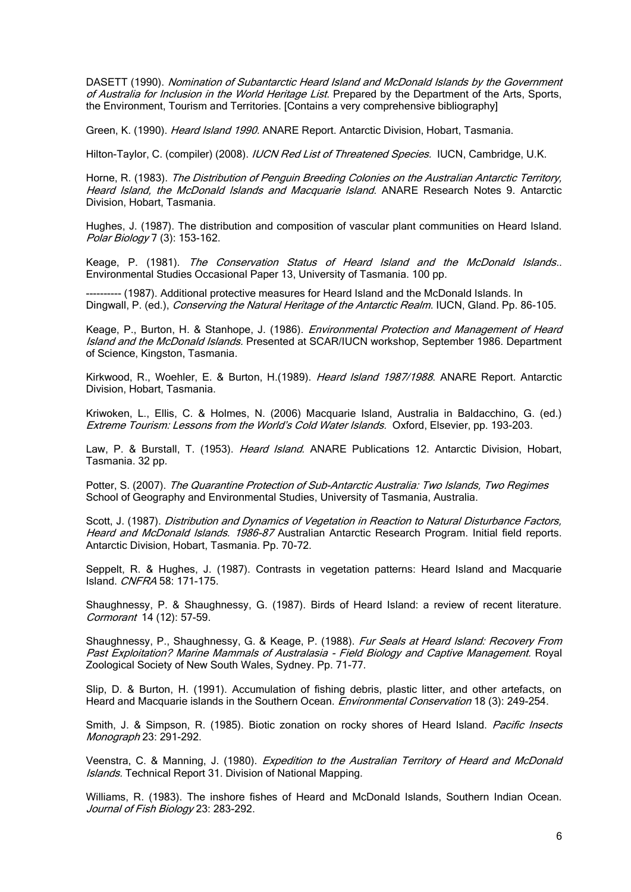DASETT (1990). *Nomination of Subantarctic Heard Island and McDonald Islands by the Government of Australia for Inclusion in the World Heritage List*. Prepared by the Department of the Arts, Sports, the Environment, Tourism and Territories. [Contains a very comprehensive bibliography]

Green, K. (1990). *Heard Island 1990.* ANARE Report. Antarctic Division, Hobart, Tasmania.

Hilton-Taylor, C. (compiler) (2008). *IUCN Red List of Threatened Species.* IUCN, Cambridge, U.K.

Horne, R. (1983). *The Distribution of Penguin Breeding Colonies on the Australian Antarctic Territory, Heard Island, the McDonald Islands and Macquarie Island*. ANARE Research Notes 9. Antarctic Division, Hobart, Tasmania.

Hughes, J. (1987). The distribution and composition of vascular plant communities on Heard Island. *Polar Biology* 7 (3): 153-162.

Keage, P. (1981). *The Conservation Status of Heard Island and the McDonald Islands*.. Environmental Studies Occasional Paper 13, University of Tasmania. 100 pp.

---------- (1987). Additional protective measures for Heard Island and the McDonald Islands. In Dingwall, P. (ed.), *Conserving the Natural Heritage of the Antarctic Realm*. IUCN, Gland. Pp. 86-105.

Keage, P., Burton, H. & Stanhope, J. (1986). *Environmental Protection and Management of Heard Island and the McDonald Islands.* Presented at SCAR/IUCN workshop, September 1986. Department of Science, Kingston, Tasmania.

Kirkwood, R., Woehler, E. & Burton, H.(1989). *Heard Island 1987/1988*. ANARE Report. Antarctic Division, Hobart, Tasmania.

Kriwoken, L., Ellis, C. & Holmes, N. (2006) Macquarie Island, Australia in Baldacchino, G. (ed.) *Extreme Tourism: Lessons from the World's Cold Water Islands.* Oxford, Elsevier, pp. 193-203.

Law, P. & Burstall, T. (1953). *Heard Island*. ANARE Publications 12. Antarctic Division, Hobart, Tasmania. 32 pp.

Potter, S. (2007). *The Quarantine Protection of Sub-Antarctic Australia: Two Islands, Two Regimes* School of Geography and Environmental Studies, University of Tasmania, Australia.

Scott, J. (1987). *Distribution and Dynamics of Vegetation in Reaction to Natural Disturbance Factors, Heard and McDonald Islands. 1986-87* Australian Antarctic Research Program. Initial field reports. Antarctic Division, Hobart, Tasmania. Pp. 70-72.

Seppelt, R. & Hughes, J. (1987). Contrasts in vegetation patterns: Heard Island and Macquarie Island. *CNFRA* 58: 171-175.

Shaughnessy, P. & Shaughnessy, G. (1987). Birds of Heard Island: a review of recent literature. *Cormorant* 14 (12): 57-59.

Shaughnessy, P., Shaughnessy, G. & Keage, P. (1988). *Fur Seals at Heard Island: Recovery From Past Exploitation? Marine Mammals of Australasia - Field Biology and Captive Management.* Royal Zoological Society of New South Wales, Sydney. Pp. 71-77.

Slip, D. & Burton, H. (1991). Accumulation of fishing debris, plastic litter, and other artefacts, on Heard and Macquarie islands in the Southern Ocean. *Environmental Conservation* 18 (3): 249-254.

Smith, J. & Simpson, R. (1985). Biotic zonation on rocky shores of Heard Island. *Pacific Insects Monograph* 23: 291-292.

Veenstra, C. & Manning, J. (1980). *Expedition to the Australian Territory of Heard and McDonald Islands.* Technical Report 31. Division of National Mapping.

Williams, R. (1983). The inshore fishes of Heard and McDonald Islands, Southern Indian Ocean. *Journal of Fish Biology* 23: 283-292.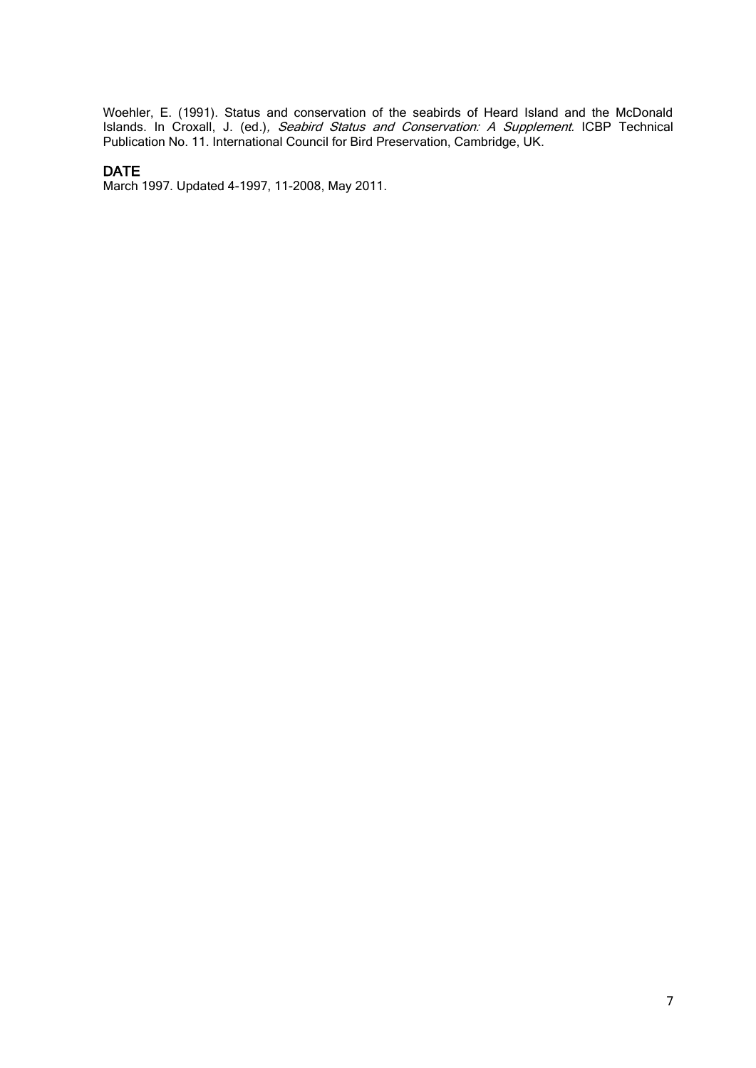Woehler, E. (1991). Status and conservation of the seabirds of Heard Island and the McDonald Islands. In Croxall, J. (ed.), *Seabird Status and Conservation: A Supplement*. ICBP Technical Publication No. 11. International Council for Bird Preservation, Cambridge, UK.

## DATE

March 1997. Updated 4-1997, 11-2008, May 2011.